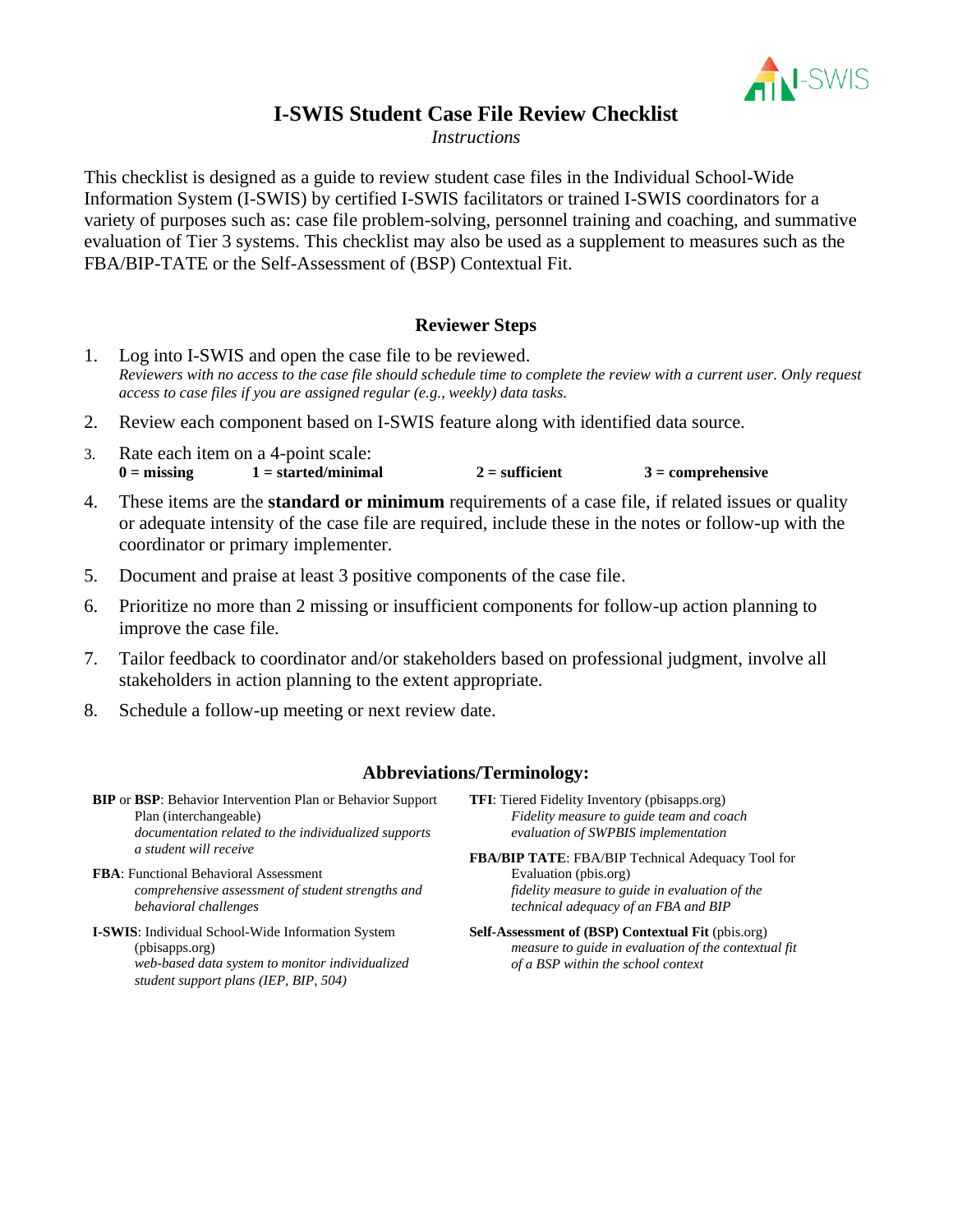# I-SWIS Student Case File Review Checklist

*Instructions*

This checklist is designed as a guide to review student case files in the Individual School-Wide Information System (I-SWIS) by certified I-SWIS facilitators or trained I-SWIS coordinators for a variety of purposes such as: case file problem-solving, personnel training and coaching, and summative evaluation of Tier 3 systems. This checklist may also be used as a supplement to measures such as the FBA/BIP-TATE or the Self-Assessment of (BSP) Contextual Fit.

## Reviewer Steps

1. Log into I-SWIS and open the case file to be reviewed.
   *Reviewers with no access to the case file should schedule time to complete the review with a current user. Only request access to case files if you are assigned regular (e.g., weekly) data tasks.*
2. Review each component based on I-SWIS feature along with identified data source.
3. Rate each item on a 4-point scale:
   **0 = missing** **1 = started/minimal** **2 = sufficient** **3 = comprehensive**
4. These items are the **standard or minimum** requirements of a case file, if related issues or quality or adequate intensity of the case file are required, include these in the notes or follow-up with the coordinator or primary implementer.
5. Document and praise at least 3 positive components of the case file.
6. Prioritize no more than 2 missing or insufficient components for follow-up action planning to improve the case file.
7. Tailor feedback to coordinator and/or stakeholders based on professional judgment, involve all stakeholders in action planning to the extent appropriate.
8. Schedule a follow-up meeting or next review date.

## Abbreviations/Terminology:

**BIP** or **BSP**: Behavior Intervention Plan or Behavior Support Plan (interchangeable)
*documentation related to the individualized supports a student will receive*

**FBA**: Functional Behavioral Assessment
*comprehensive assessment of student strengths and behavioral challenges*

**I-SWIS**: Individual School-Wide Information System (pbisapps.org)
*web-based data system to monitor individualized student support plans (IEP, BIP, 504)*

**TFI**: Tiered Fidelity Inventory (pbisapps.org)
*Fidelity measure to guide team and coach evaluation of SWPBIS implementation*

**FBA/BIP TATE**: FBA/BIP Technical Adequacy Tool for Evaluation (pbis.org)
*fidelity measure to guide in evaluation of the technical adequacy of an FBA and BIP*

**Self-Assessment of (BSP) Contextual Fit** (pbis.org)
*measure to guide in evaluation of the contextual fit of a BSP within the school context*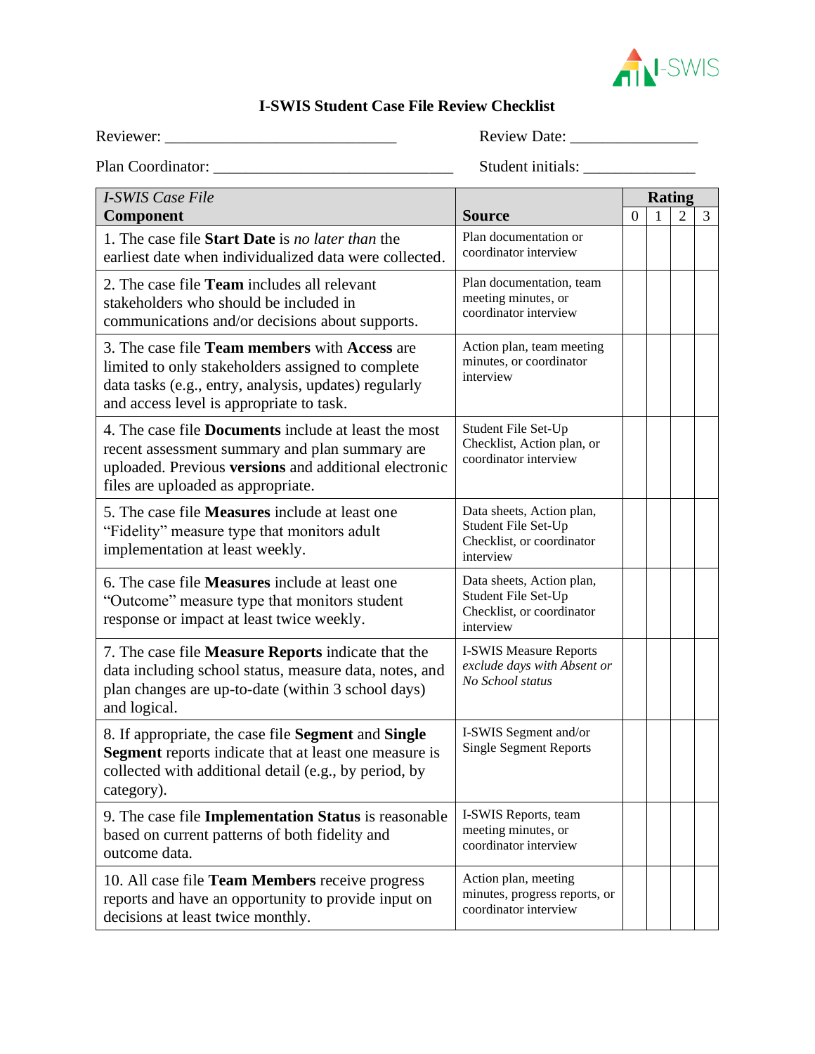# I-SWIS Student Case File Review Checklist

Reviewer: ____________________________ Review Date: _______________

Plan Coordinator: _____________________________ Student initials: ______________

| *I-SWIS Case File* **Component** | **Source** | **Rating** | | | |
|---|---|---|---|---|---|
| | | 0 | 1 | 2 | 3 |
| 1. The case file **Start Date** is *no later than* the earliest date when individualized data were collected. | Plan documentation or coordinator interview | | | | |
| 2. The case file **Team** includes all relevant stakeholders who should be included in communications and/or decisions about supports. | Plan documentation, team meeting minutes, or coordinator interview | | | | |
| 3. The case file **Team members** with **Access** are limited to only stakeholders assigned to complete data tasks (e.g., entry, analysis, updates) regularly and access level is appropriate to task. | Action plan, team meeting minutes, or coordinator interview | | | | |
| 4. The case file **Documents** include at least the most recent assessment summary and plan summary are uploaded. Previous **versions** and additional electronic files are uploaded as appropriate. | Student File Set-Up Checklist, Action plan, or coordinator interview | | | | |
| 5. The case file **Measures** include at least one "Fidelity" measure type that monitors adult implementation at least weekly. | Data sheets, Action plan, Student File Set-Up Checklist, or coordinator interview | | | | |
| 6. The case file **Measures** include at least one "Outcome" measure type that monitors student response or impact at least twice weekly. | Data sheets, Action plan, Student File Set-Up Checklist, or coordinator interview | | | | |
| 7. The case file **Measure Reports** indicate that the data including school status, measure data, notes, and plan changes are up-to-date (within 3 school days) and logical. | I-SWIS Measure Reports *exclude days with Absent or No School status* | | | | |
| 8. If appropriate, the case file **Segment** and **Single Segment** reports indicate that at least one measure is collected with additional detail (e.g., by period, by category). | I-SWIS Segment and/or Single Segment Reports | | | | |
| 9. The case file **Implementation Status** is reasonable based on current patterns of both fidelity and outcome data. | I-SWIS Reports, team meeting minutes, or coordinator interview | | | | |
| 10. All case file **Team Members** receive progress reports and have an opportunity to provide input on decisions at least twice monthly. | Action plan, meeting minutes, progress reports, or coordinator interview | | | | |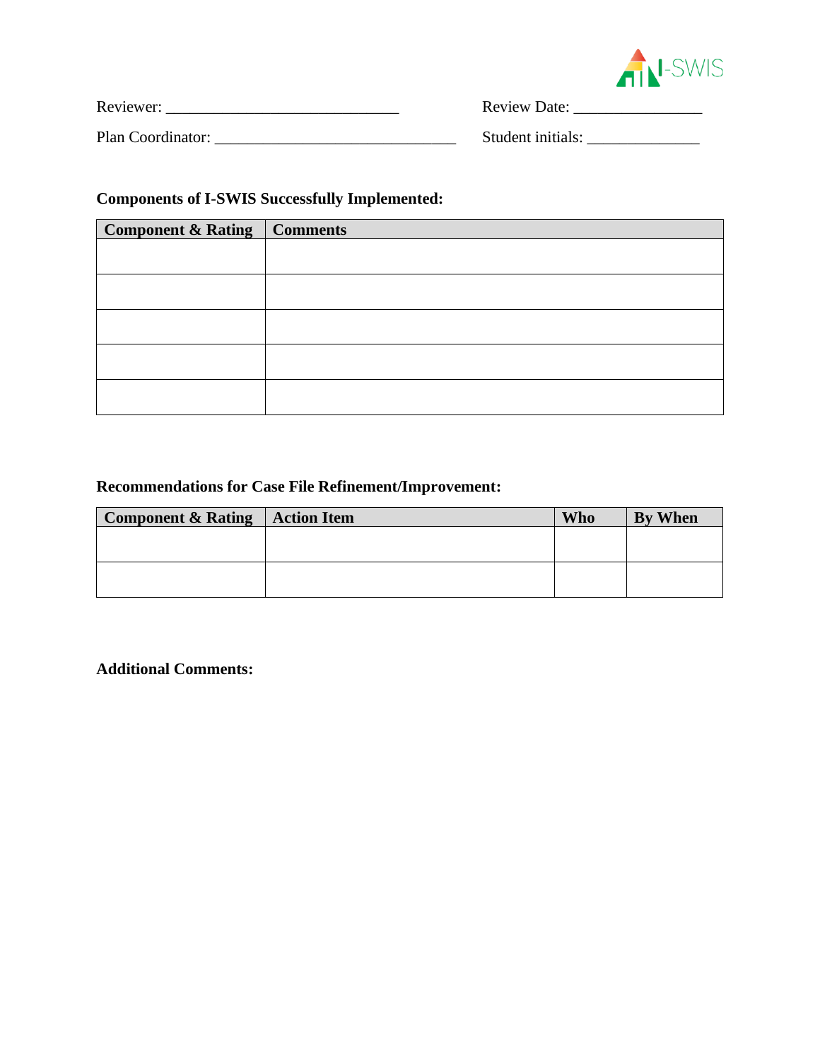Reviewer: ______________________________ Review Date: ________________

Plan Coordinator: ______________________________ Student initials: ______________

**Components of I-SWIS Successfully Implemented:**

| Component & Rating | Comments |
|---|---|
| | |
| | |
| | |
| | |
| | |

**Recommendations for Case File Refinement/Improvement:**

| Component & Rating | Action Item | Who | By When |
|---|---|---|---|
| | | | |
| | | | |

**Additional Comments:**